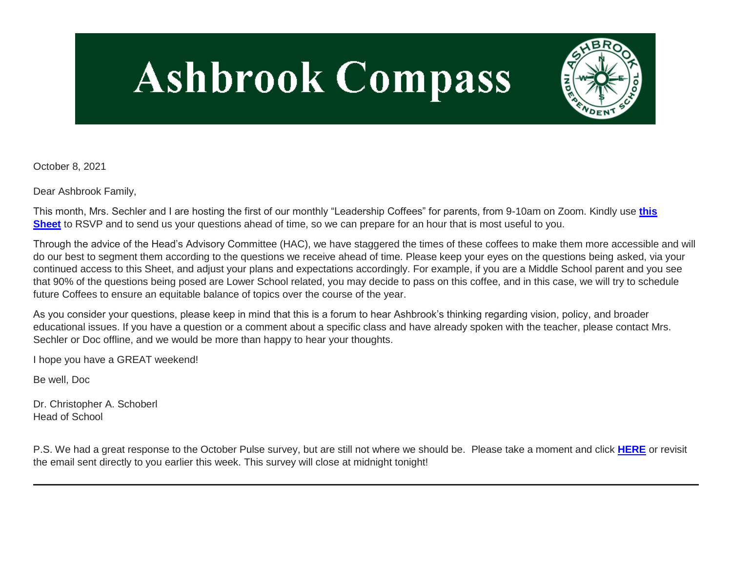# Ashbrook Compass

October 8, 2021

Dear Ashbrook Family,

This month, Mrs. Sechler and I are hosting the first of our monthly "Leadership Coffees" for parents, from 9-10am on Zoom. Kindly use **this Sheet** to RSVP and to send us your questions ahead of time, so we can prepare for an hour that is most useful to you.

Through the advice of the Head's Advisory Committee (HAC), we have staggered the times of these coffees to make them more accessible and will do our best to segment them according to the questions we receive ahead of time. Please keep your eyes on the questions being asked, via your continued access to this Sheet, and adjust your plans and expectations accordingly. For example, if you are a Middle School parent and you see that 90% of the questions being posed are Lower School related, you may decide to pass on this coffee, and in this case, we will try to schedule future Coffees to ensure an equitable balance of topics over the course of the year.

As you consider your questions, please keep in mind that this is a forum to hear Ashbrook's thinking regarding vision, policy, and broader educational issues. If you have a question or a comment about a specific class and have already spoken with the teacher, please contact Mrs. Sechler or Doc offline, and we would be more than happy to hear your thoughts.

I hope you have a GREAT weekend!

Be well, Doc

Dr. Christopher A. Schoberl
Head of School

P.S. We had a great response to the October Pulse survey, but are still not where we should be. Please take a moment and click **HERE** or revisit the email sent directly to you earlier this week. This survey will close at midnight tonight!

---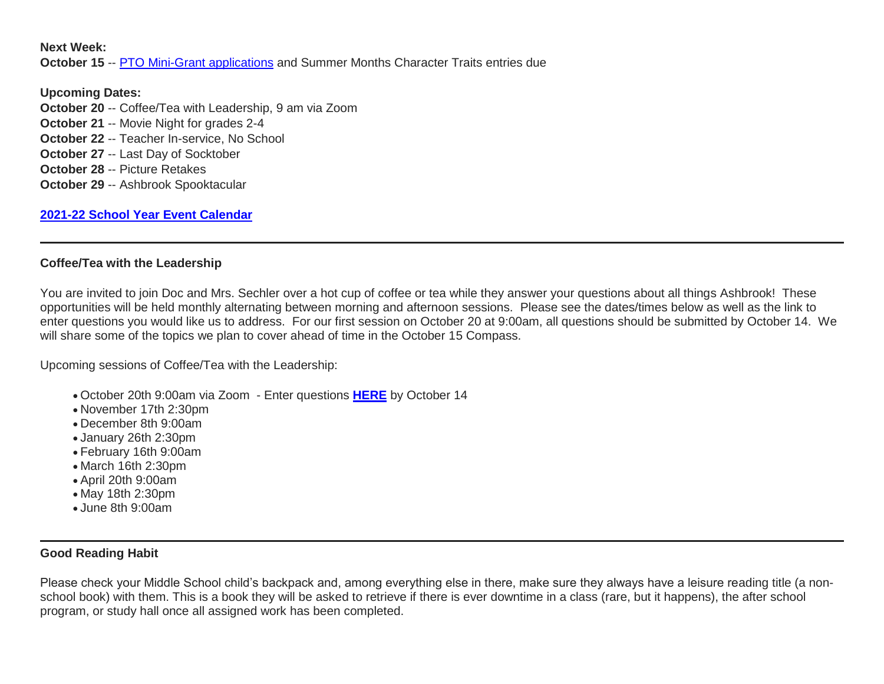**Next Week:**
**October 15** -- PTO Mini-Grant applications and Summer Months Character Traits entries due

**Upcoming Dates:**
**October 20** -- Coffee/Tea with Leadership, 9 am via Zoom
**October 21** -- Movie Night for grades 2-4
**October 22** -- Teacher In-service, No School
**October 27** -- Last Day of Socktober
**October 28** -- Picture Retakes
**October 29** -- Ashbrook Spooktacular

**2021-22 School Year Event Calendar**

---

**Coffee/Tea with the Leadership**

You are invited to join Doc and Mrs. Sechler over a hot cup of coffee or tea while they answer your questions about all things Ashbrook! These opportunities will be held monthly alternating between morning and afternoon sessions. Please see the dates/times below as well as the link to enter questions you would like us to address. For our first session on October 20 at 9:00am, all questions should be submitted by October 14. We will share some of the topics we plan to cover ahead of time in the October 15 Compass.

Upcoming sessions of Coffee/Tea with the Leadership:

- October 20th 9:00am via Zoom - Enter questions **HERE** by October 14
- November 17th 2:30pm
- December 8th 9:00am
- January 26th 2:30pm
- February 16th 9:00am
- March 16th 2:30pm
- April 20th 9:00am
- May 18th 2:30pm
- June 8th 9:00am

---

**Good Reading Habit**

Please check your Middle School child's backpack and, among everything else in there, make sure they always have a leisure reading title (a non-school book) with them. This is a book they will be asked to retrieve if there is ever downtime in a class (rare, but it happens), the after school program, or study hall once all assigned work has been completed.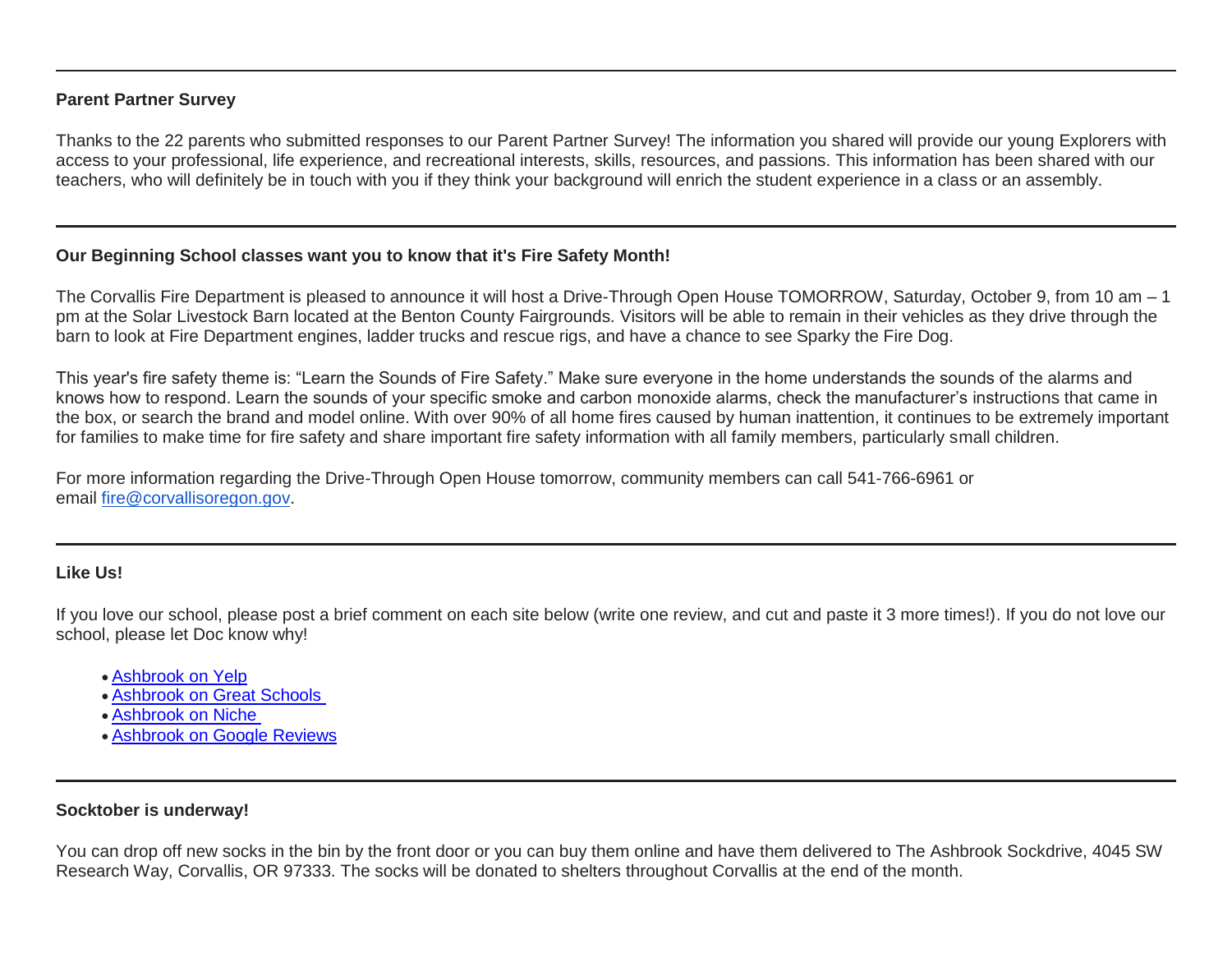---

**Parent Partner Survey**

Thanks to the 22 parents who submitted responses to our Parent Partner Survey! The information you shared will provide our young Explorers with access to your professional, life experience, and recreational interests, skills, resources, and passions. This information has been shared with our teachers, who will definitely be in touch with you if they think your background will enrich the student experience in a class or an assembly.

---

**Our Beginning School classes want you to know that it's Fire Safety Month!**

The Corvallis Fire Department is pleased to announce it will host a Drive-Through Open House TOMORROW, Saturday, October 9, from 10 am – 1 pm at the Solar Livestock Barn located at the Benton County Fairgrounds. Visitors will be able to remain in their vehicles as they drive through the barn to look at Fire Department engines, ladder trucks and rescue rigs, and have a chance to see Sparky the Fire Dog.

This year's fire safety theme is: "Learn the Sounds of Fire Safety." Make sure everyone in the home understands the sounds of the alarms and knows how to respond. Learn the sounds of your specific smoke and carbon monoxide alarms, check the manufacturer's instructions that came in the box, or search the brand and model online. With over 90% of all home fires caused by human inattention, it continues to be extremely important for families to make time for fire safety and share important fire safety information with all family members, particularly small children.

For more information regarding the Drive-Through Open House tomorrow, community members can call 541-766-6961 or email fire@corvallisoregon.gov.

---

**Like Us!**

If you love our school, please post a brief comment on each site below (write one review, and cut and paste it 3 more times!). If you do not love our school, please let Doc know why!

- Ashbrook on Yelp
- Ashbrook on Great Schools
- Ashbrook on Niche
- Ashbrook on Google Reviews

---

**Socktober is underway!**

You can drop off new socks in the bin by the front door or you can buy them online and have them delivered to The Ashbrook Sockdrive, 4045 SW Research Way, Corvallis, OR 97333. The socks will be donated to shelters throughout Corvallis at the end of the month.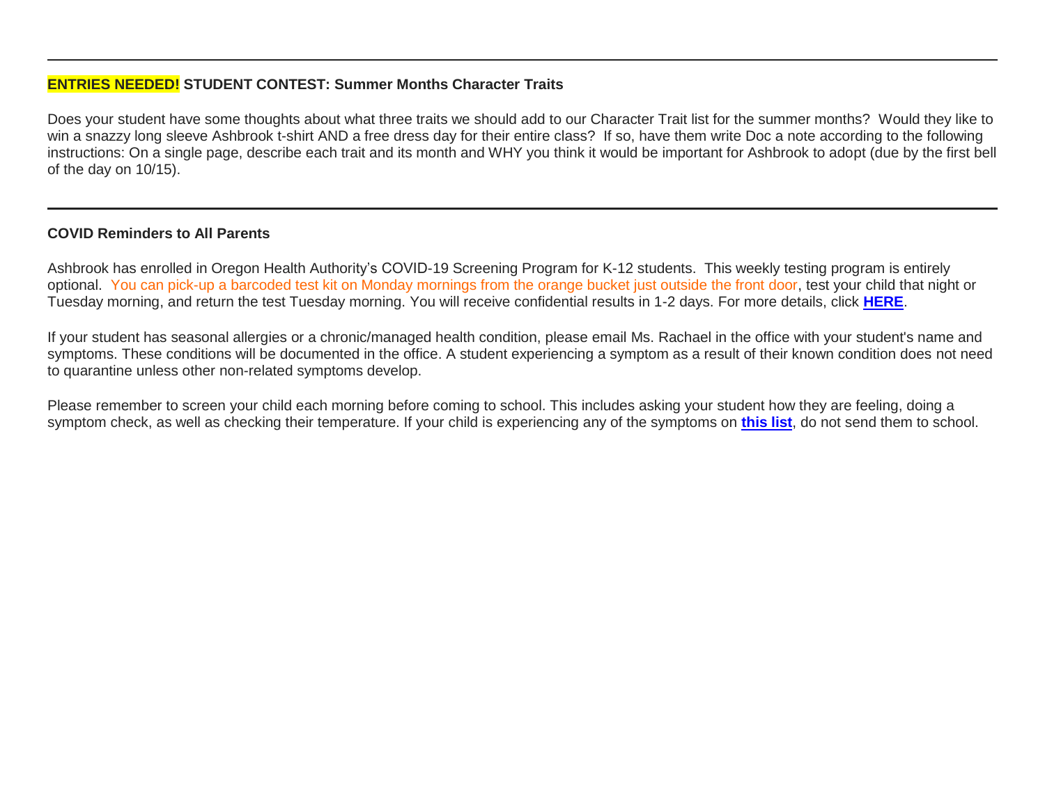---

**ENTRIES NEEDED! STUDENT CONTEST: Summer Months Character Traits**

Does your student have some thoughts about what three traits we should add to our Character Trait list for the summer months? Would they like to win a snazzy long sleeve Ashbrook t-shirt AND a free dress day for their entire class? If so, have them write Doc a note according to the following instructions: On a single page, describe each trait and its month and WHY you think it would be important for Ashbrook to adopt (due by the first bell of the day on 10/15).

---

**COVID Reminders to All Parents**

Ashbrook has enrolled in Oregon Health Authority's COVID-19 Screening Program for K-12 students. This weekly testing program is entirely optional. You can pick-up a barcoded test kit on Monday mornings from the orange bucket just outside the front door, test your child that night or Tuesday morning, and return the test Tuesday morning. You will receive confidential results in 1-2 days. For more details, click **HERE**.

If your student has seasonal allergies or a chronic/managed health condition, please email Ms. Rachael in the office with your student's name and symptoms. These conditions will be documented in the office. A student experiencing a symptom as a result of their known condition does not need to quarantine unless other non-related symptoms develop.

Please remember to screen your child each morning before coming to school. This includes asking your student how they are feeling, doing a symptom check, as well as checking their temperature. If your child is experiencing any of the symptoms on **this list**, do not send them to school.